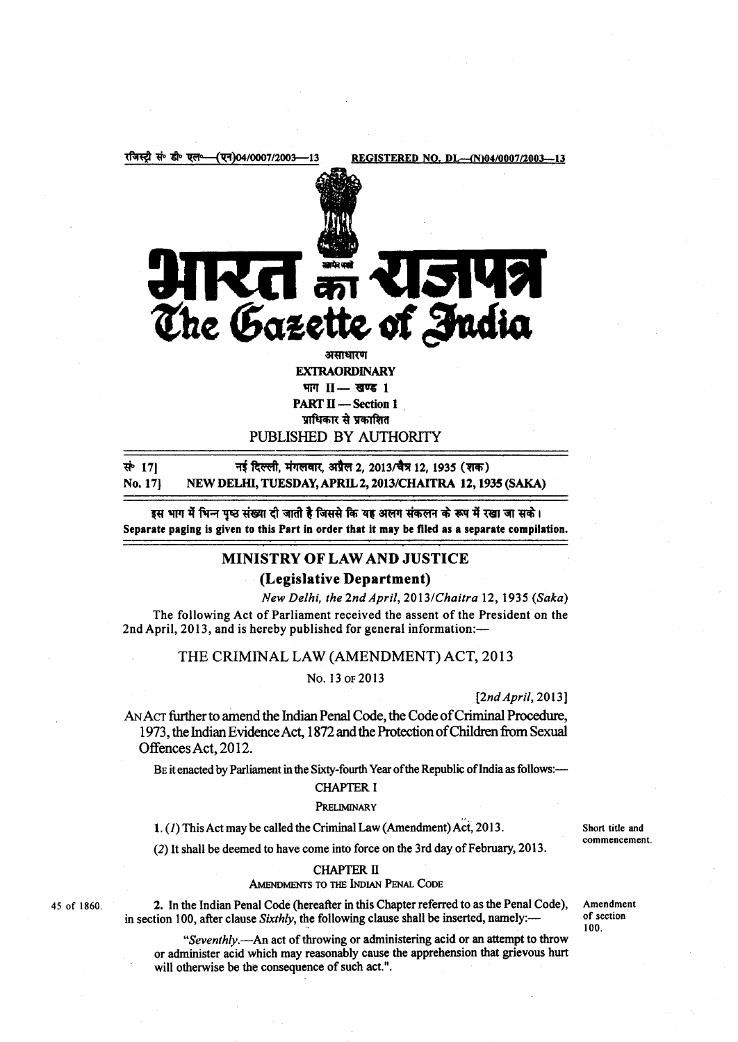रजिस्ट्री सं॰ डी॰ एल॰—(एन)04/0007/2003—13 REGISTERED NO. DL—(N)04/0007/2003—13

# भारत का राजपत्र
# The Gazette of India

असाधारण
**EXTRAORDINARY**
भाग II — खण्ड 1
**PART II — Section 1**
प्राधिकार से प्रकाशित
PUBLISHED BY AUTHORITY

सं॰ 17] नई दिल्ली, मंगलवार, अप्रैल 2, 2013/चैत्र 12, 1935 (शक)
**No. 17] NEW DELHI, TUESDAY, APRIL 2, 2013/CHAITRA 12, 1935 (SAKA)**

**इस भाग में भिन्न पृष्ठ संख्या दी जाती है जिससे कि यह अलग संकलन के रूप में रखा जा सके।**
**Separate paging is given to this Part in order that it may be filed as a separate compilation.**

## MINISTRY OF LAW AND JUSTICE

### (Legislative Department)

*New Delhi, the 2nd April, 2013/Chaitra 12, 1935 (Saka)*

The following Act of Parliament received the assent of the President on the 2nd April, 2013, and is hereby published for general information:—

## THE CRIMINAL LAW (AMENDMENT) ACT, 2013

No. 13 OF 2013

*[2nd April, 2013]*

An Act further to amend the Indian Penal Code, the Code of Criminal Procedure, 1973, the Indian Evidence Act, 1872 and the Protection of Children from Sexual Offences Act, 2012.

Be it enacted by Parliament in the Sixty-fourth Year of the Republic of India as follows:—

### CHAPTER I

PRELIMINARY

Short title and commencement.

**1.** (*1*) This Act may be called the Criminal Law (Amendment) Act, 2013.

(*2*) It shall be deemed to have come into force on the 3rd day of February, 2013.

### CHAPTER II

AMENDMENTS TO THE INDIAN PENAL CODE

45 of 1860.

Amendment of section 100.

**2.** In the Indian Penal Code (hereafter in this Chapter referred to as the Penal Code), in section 100, after clause *Sixthly*, the following clause shall be inserted, namely:—

"*Seventhly*.—An act of throwing or administering acid or an attempt to throw or administer acid which may reasonably cause the apprehension that grievous hurt will otherwise be the consequence of such act.".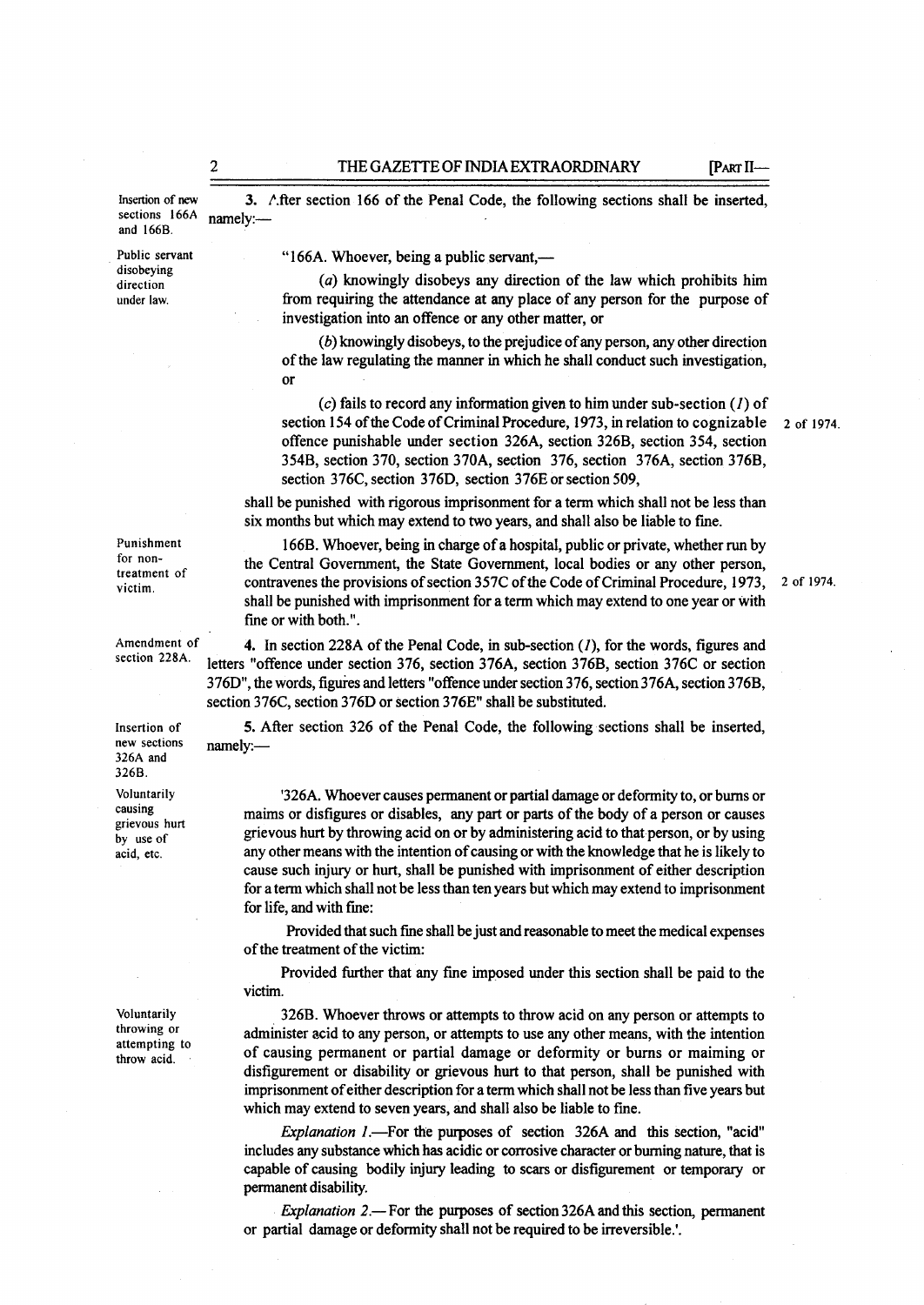Insertion of new sections 166A and 166B.

3. After section 166 of the Penal Code, the following sections shall be inserted, namely:—

Public servant disobeying direction under law.

"166A. Whoever, being a public servant,—

(*a*) knowingly disobeys any direction of the law which prohibits him from requiring the attendance at any place of any person for the purpose of investigation into an offence or any other matter, or

(*b*) knowingly disobeys, to the prejudice of any person, any other direction of the law regulating the manner in which he shall conduct such investigation, or

(*c*) fails to record any information given to him under sub-section (*1*) of section 154 of the Code of Criminal Procedure, 1973, in relation to cognizable offence punishable under section 326A, section 326B, section 354, section 354B, section 370, section 370A, section 376, section 376A, section 376B, section 376C, section 376D, section 376E or section 509, (2 of 1974.)

shall be punished with rigorous imprisonment for a term which shall not be less than six months but which may extend to two years, and shall also be liable to fine.

Punishment for non-treatment of victim.

166B. Whoever, being in charge of a hospital, public or private, whether run by the Central Government, the State Government, local bodies or any other person, contravenes the provisions of section 357C of the Code of Criminal Procedure, 1973, shall be punished with imprisonment for a term which may extend to one year or with fine or with both.". (2 of 1974.)

Amendment of section 228A.

4. In section 228A of the Penal Code, in sub-section (*1*), for the words, figures and letters "offence under section 376, section 376A, section 376B, section 376C or section 376D", the words, figures and letters "offence under section 376, section 376A, section 376B, section 376C, section 376D or section 376E" shall be substituted.

Insertion of new sections 326A and 326B.

5. After section 326 of the Penal Code, the following sections shall be inserted, namely:—

Voluntarily causing grievous hurt by use of acid, etc.

'326A. Whoever causes permanent or partial damage or deformity to, or burns or maims or disfigures or disables, any part or parts of the body of a person or causes grievous hurt by throwing acid on or by administering acid to that person, or by using any other means with the intention of causing or with the knowledge that he is likely to cause such injury or hurt, shall be punished with imprisonment of either description for a term which shall not be less than ten years but which may extend to imprisonment for life, and with fine:

Provided that such fine shall be just and reasonable to meet the medical expenses of the treatment of the victim:

Provided further that any fine imposed under this section shall be paid to the victim.

Voluntarily throwing or attempting to throw acid.

326B. Whoever throws or attempts to throw acid on any person or attempts to administer acid to any person, or attempts to use any other means, with the intention of causing permanent or partial damage or deformity or burns or maiming or disfigurement or disability or grievous hurt to that person, shall be punished with imprisonment of either description for a term which shall not be less than five years but which may extend to seven years, and shall also be liable to fine.

*Explanation 1*.—For the purposes of section 326A and this section, "acid" includes any substance which has acidic or corrosive character or burning nature, that is capable of causing bodily injury leading to scars or disfigurement or temporary or permanent disability.

*Explanation 2*.— For the purposes of section 326A and this section, permanent or partial damage or deformity shall not be required to be irreversible.'.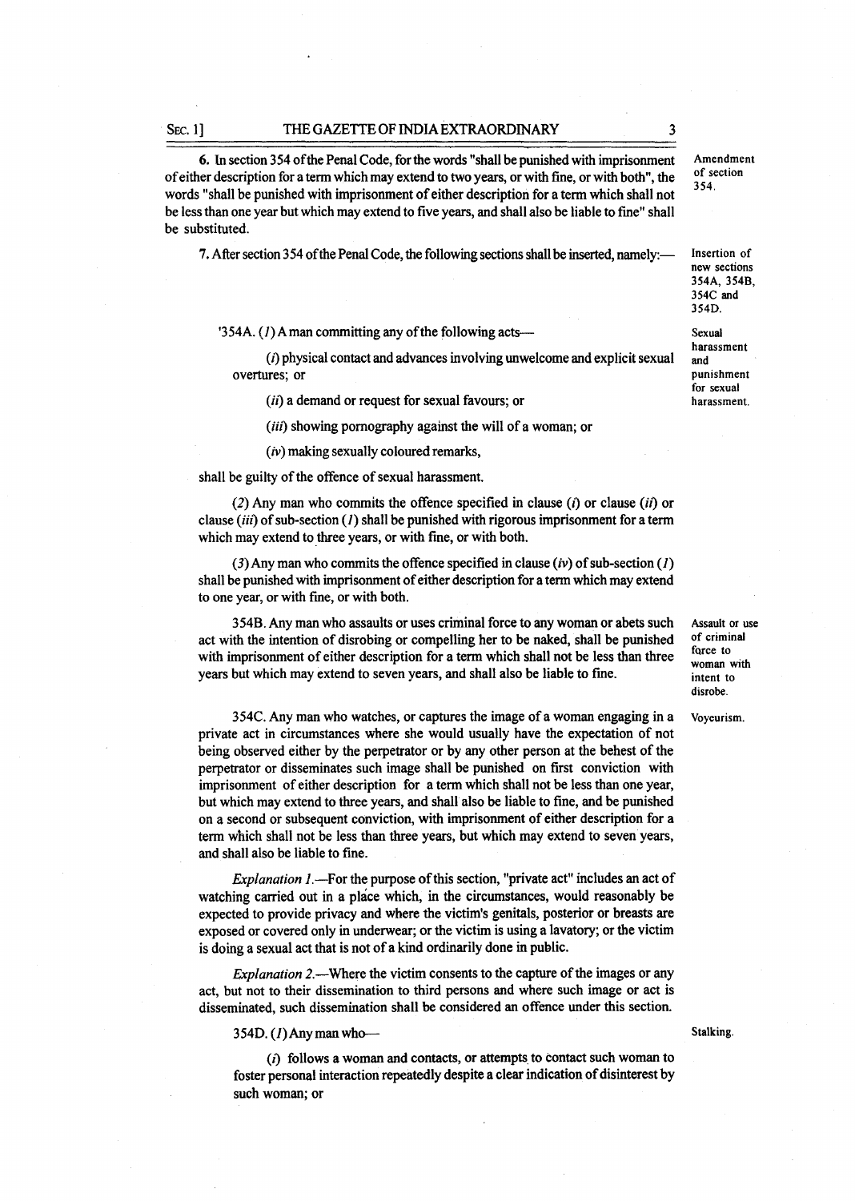6. In section 354 of the Penal Code, for the words "shall be punished with imprisonment of either description for a term which may extend to two years, or with fine, or with both", the words "shall be punished with imprisonment of either description for a term which shall not be less than one year but which may extend to five years, and shall also be liable to fine" shall be substituted.

Amendment of section 354.

7. After section 354 of the Penal Code, the following sections shall be inserted, namely:—

Insertion of new sections 354A, 354B, 354C and 354D.

Sexual harassment and punishment for sexual harassment.

'354A. (*1*) A man committing any of the following acts—

(*i*) physical contact and advances involving unwelcome and explicit sexual overtures; or

(*ii*) a demand or request for sexual favours; or

(*iii*) showing pornography against the will of a woman; or

(*iv*) making sexually coloured remarks,

shall be guilty of the offence of sexual harassment.

(*2*) Any man who commits the offence specified in clause (*i*) or clause (*ii*) or clause (*iii*) of sub-section (*1*) shall be punished with rigorous imprisonment for a term which may extend to three years, or with fine, or with both.

(*3*) Any man who commits the offence specified in clause (*iv*) of sub-section (*1*) shall be punished with imprisonment of either description for a term which may extend to one year, or with fine, or with both.

Assault or use of criminal force to woman with intent to disrobe.

354B. Any man who assaults or uses criminal force to any woman or abets such act with the intention of disrobing or compelling her to be naked, shall be punished with imprisonment of either description for a term which shall not be less than three years but which may extend to seven years, and shall also be liable to fine.

Voyeurism.

354C. Any man who watches, or captures the image of a woman engaging in a private act in circumstances where she would usually have the expectation of not being observed either by the perpetrator or by any other person at the behest of the perpetrator or disseminates such image shall be punished on first conviction with imprisonment of either description for a term which shall not be less than one year, but which may extend to three years, and shall also be liable to fine, and be punished on a second or subsequent conviction, with imprisonment of either description for a term which shall not be less than three years, but which may extend to seven years, and shall also be liable to fine.

*Explanation 1*.—For the purpose of this section, "private act" includes an act of watching carried out in a place which, in the circumstances, would reasonably be expected to provide privacy and where the victim's genitals, posterior or breasts are exposed or covered only in underwear; or the victim is using a lavatory; or the victim is doing a sexual act that is not of a kind ordinarily done in public.

*Explanation 2*.—Where the victim consents to the capture of the images or any act, but not to their dissemination to third persons and where such image or act is disseminated, such dissemination shall be considered an offence under this section.

Stalking.

354D. (*1*) Any man who—

(*i*) follows a woman and contacts, or attempts to contact such woman to foster personal interaction repeatedly despite a clear indication of disinterest by such woman; or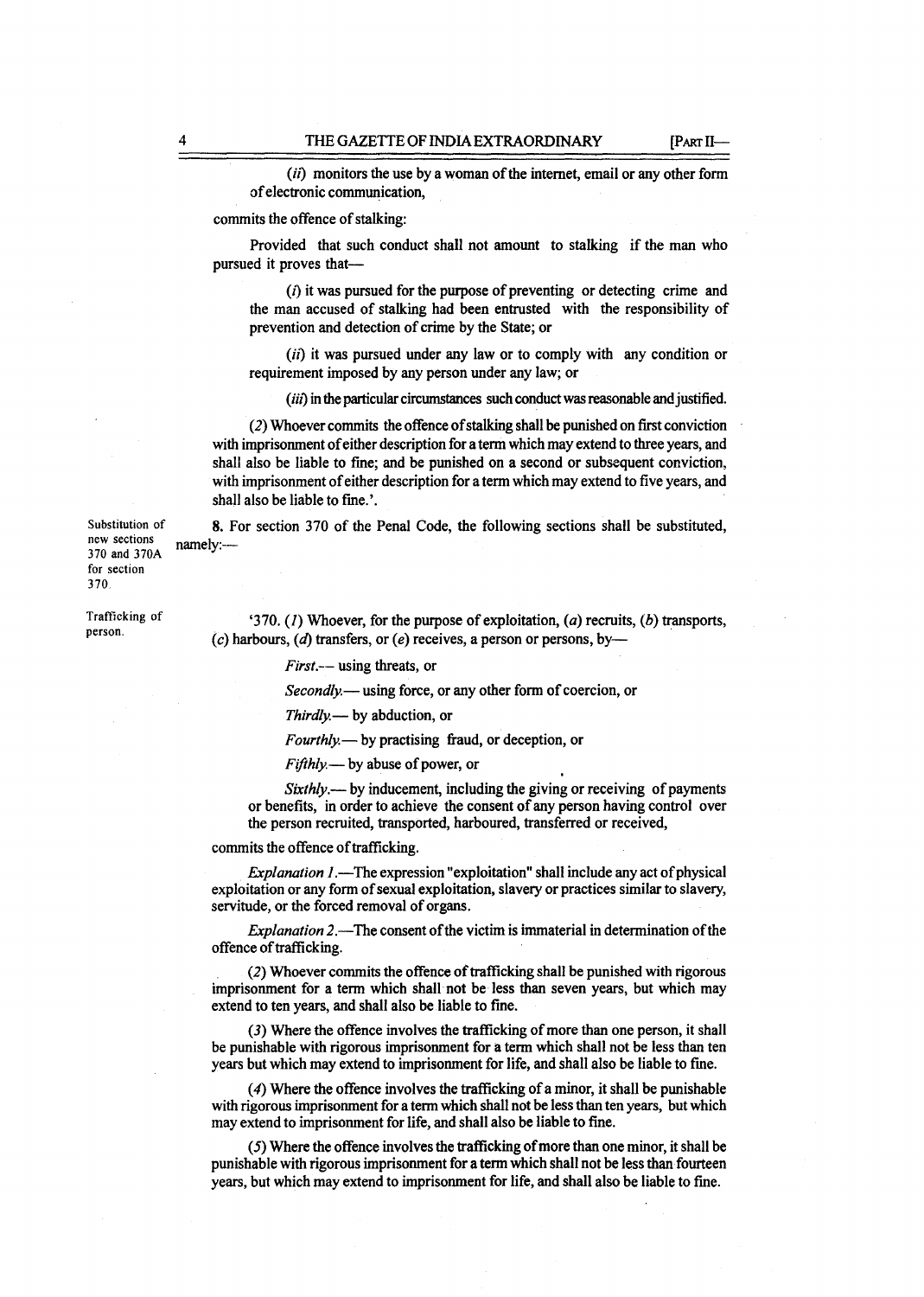(*ii*) monitors the use by a woman of the internet, email or any other form of electronic communication,

commits the offence of stalking:

Provided that such conduct shall not amount to stalking if the man who pursued it proves that—

(*i*) it was pursued for the purpose of preventing or detecting crime and the man accused of stalking had been entrusted with the responsibility of prevention and detection of crime by the State; or

(*ii*) it was pursued under any law or to comply with any condition or requirement imposed by any person under any law; or

(*iii*) in the particular circumstances such conduct was reasonable and justified.

(*2*) Whoever commits the offence of stalking shall be punished on first conviction with imprisonment of either description for a term which may extend to three years, and shall also be liable to fine; and be punished on a second or subsequent conviction, with imprisonment of either description for a term which may extend to five years, and shall also be liable to fine.'.

Substitution of new sections 370 and 370A for section 370.

**8.** For section 370 of the Penal Code, the following sections shall be substituted, namely:—

Trafficking of person.

'370. (*1*) Whoever, for the purpose of exploitation, (*a*) recruits, (*b*) transports, (*c*) harbours, (*d*) transfers, or (*e*) receives, a person or persons, by—

*First*.–– using threats, or

*Secondly*.— using force, or any other form of coercion, or

*Thirdly*.— by abduction, or

*Fourthly*.— by practising fraud, or deception, or

*Fifthly*.— by abuse of power, or

*Sixthly*.— by inducement, including the giving or receiving of payments or benefits, in order to achieve the consent of any person having control over the person recruited, transported, harboured, transferred or received,

commits the offence of trafficking.

*Explanation 1*.—The expression "exploitation" shall include any act of physical exploitation or any form of sexual exploitation, slavery or practices similar to slavery, servitude, or the forced removal of organs.

*Explanation 2*.—The consent of the victim is immaterial in determination of the offence of trafficking.

(*2*) Whoever commits the offence of trafficking shall be punished with rigorous imprisonment for a term which shall not be less than seven years, but which may extend to ten years, and shall also be liable to fine.

(*3*) Where the offence involves the trafficking of more than one person, it shall be punishable with rigorous imprisonment for a term which shall not be less than ten years but which may extend to imprisonment for life, and shall also be liable to fine.

(*4*) Where the offence involves the trafficking of a minor, it shall be punishable with rigorous imprisonment for a term which shall not be less than ten years, but which may extend to imprisonment for life, and shall also be liable to fine.

(*5*) Where the offence involves the trafficking of more than one minor, it shall be punishable with rigorous imprisonment for a term which shall not be less than fourteen years, but which may extend to imprisonment for life, and shall also be liable to fine.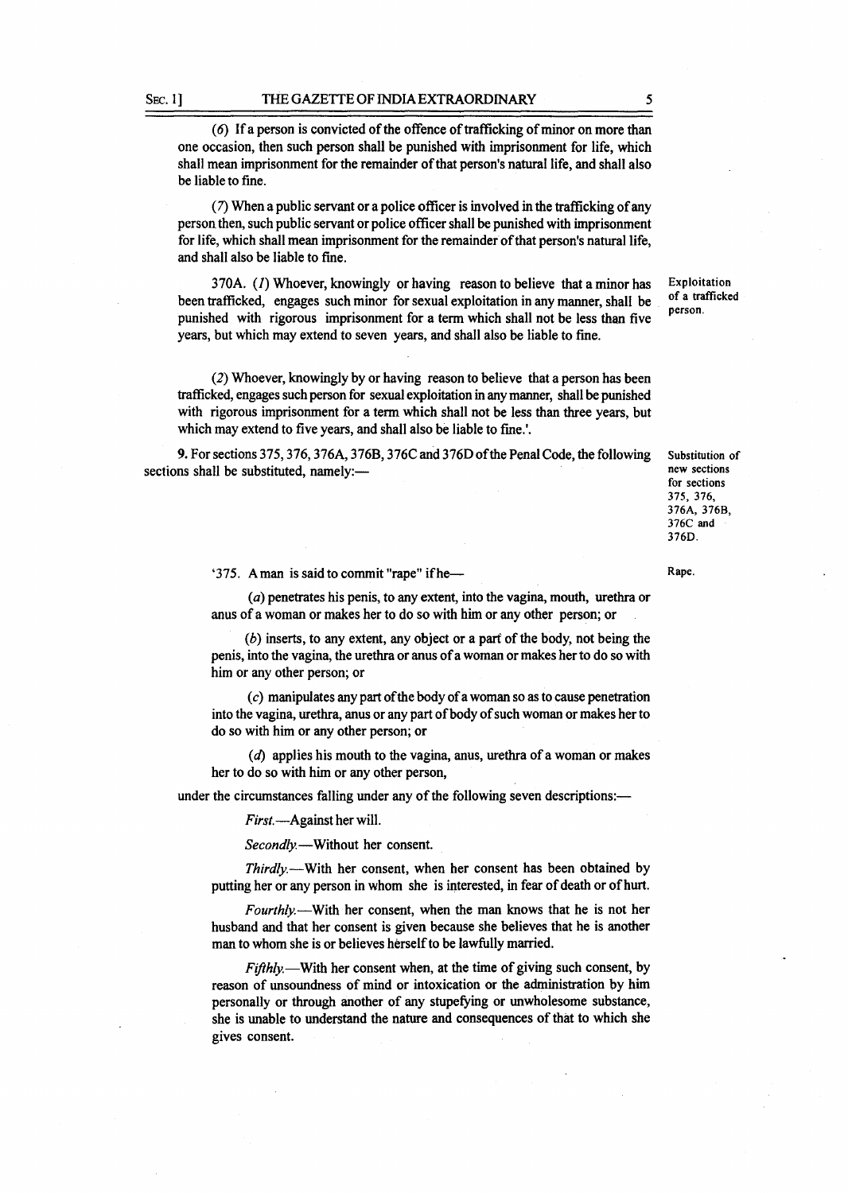(*6*) If a person is convicted of the offence of trafficking of minor on more than one occasion, then such person shall be punished with imprisonment for life, which shall mean imprisonment for the remainder of that person's natural life, and shall also be liable to fine.

(*7*) When a public servant or a police officer is involved in the trafficking of any person then, such public servant or police officer shall be punished with imprisonment for life, which shall mean imprisonment for the remainder of that person's natural life, and shall also be liable to fine.

Exploitation of a trafficked person.

370A. (*1*) Whoever, knowingly or having reason to believe that a minor has been trafficked, engages such minor for sexual exploitation in any manner, shall be punished with rigorous imprisonment for a term which shall not be less than five years, but which may extend to seven years, and shall also be liable to fine.

(*2*) Whoever, knowingly by or having reason to believe that a person has been trafficked, engages such person for sexual exploitation in any manner, shall be punished with rigorous imprisonment for a term which shall not be less than three years, but which may extend to five years, and shall also be liable to fine.'.

Substitution of new sections for sections 375, 376, 376A, 376B, 376C and 376D.

**9.** For sections 375, 376, 376A, 376B, 376C and 376D of the Penal Code, the following sections shall be substituted, namely:—

Rape.

'375. A man is said to commit "rape" if he—

(*a*) penetrates his penis, to any extent, into the vagina, mouth, urethra or anus of a woman or makes her to do so with him or any other person; or

(*b*) inserts, to any extent, any object or a part of the body, not being the penis, into the vagina, the urethra or anus of a woman or makes her to do so with him or any other person; or

(*c*) manipulates any part of the body of a woman so as to cause penetration into the vagina, urethra, anus or any part of body of such woman or makes her to do so with him or any other person; or

(*d*) applies his mouth to the vagina, anus, urethra of a woman or makes her to do so with him or any other person,

under the circumstances falling under any of the following seven descriptions:—

*First.*—Against her will.

*Secondly.*—Without her consent.

*Thirdly.*—With her consent, when her consent has been obtained by putting her or any person in whom she is interested, in fear of death or of hurt.

*Fourthly.*—With her consent, when the man knows that he is not her husband and that her consent is given because she believes that he is another man to whom she is or believes herself to be lawfully married.

*Fifthly.*—With her consent when, at the time of giving such consent, by reason of unsoundness of mind or intoxication or the administration by him personally or through another of any stupefying or unwholesome substance, she is unable to understand the nature and consequences of that to which she gives consent.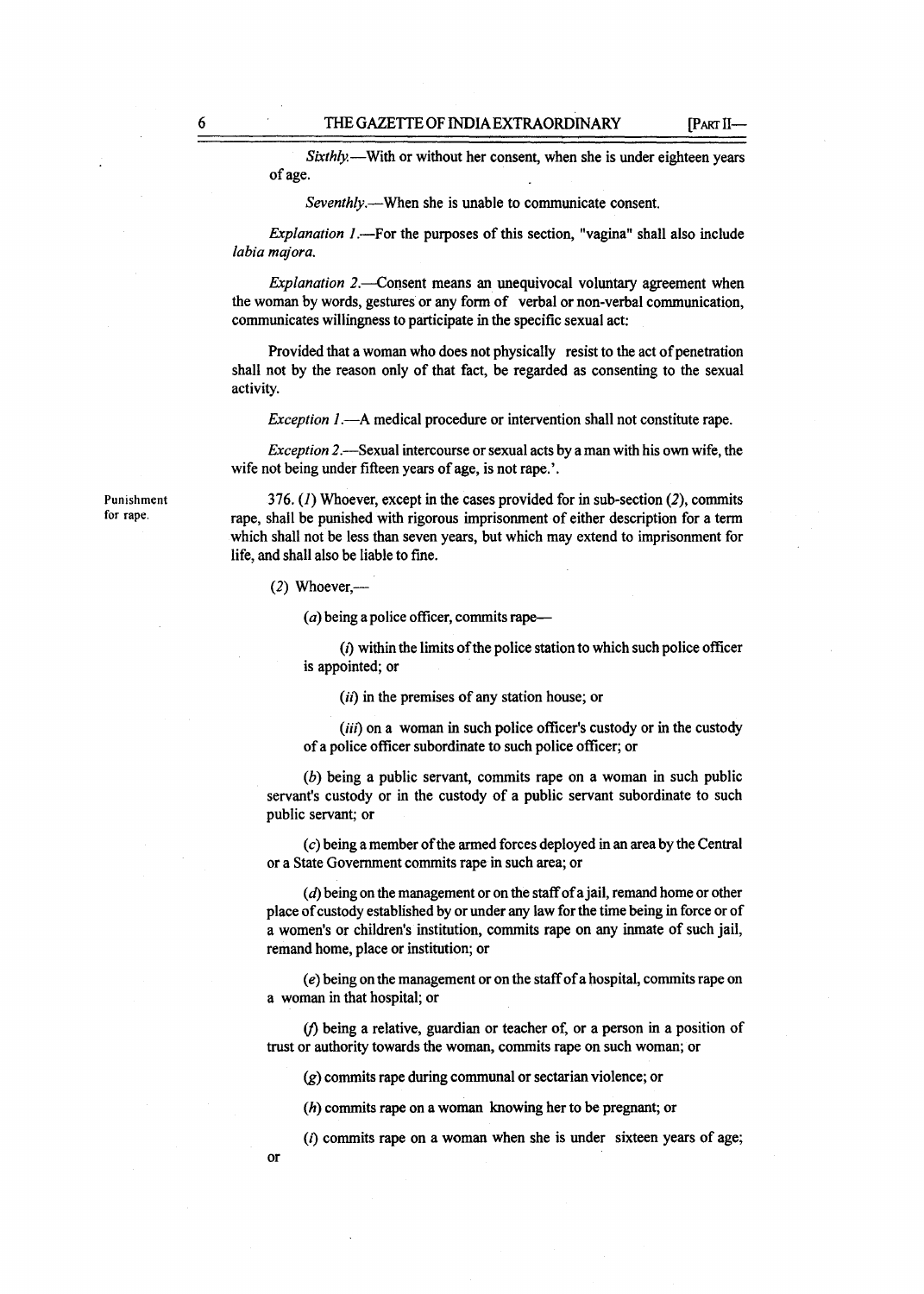*Sixthly*.—With or without her consent, when she is under eighteen years of age.

*Seventhly*.—When she is unable to communicate consent.

*Explanation 1*.—For the purposes of this section, "vagina" shall also include *labia majora*.

*Explanation 2*.—Consent means an unequivocal voluntary agreement when the woman by words, gestures or any form of verbal or non-verbal communication, communicates willingness to participate in the specific sexual act:

Provided that a woman who does not physically resist to the act of penetration shall not by the reason only of that fact, be regarded as consenting to the sexual activity.

*Exception 1*.—A medical procedure or intervention shall not constitute rape.

*Exception 2*.—Sexual intercourse or sexual acts by a man with his own wife, the wife not being under fifteen years of age, is not rape.'.

Punishment for rape.

376. (*1*) Whoever, except in the cases provided for in sub-section (*2*), commits rape, shall be punished with rigorous imprisonment of either description for a term which shall not be less than seven years, but which may extend to imprisonment for life, and shall also be liable to fine.

(*2*) Whoever,—

(*a*) being a police officer, commits rape—

(*i*) within the limits of the police station to which such police officer is appointed; or

(*ii*) in the premises of any station house; or

(*iii*) on a woman in such police officer's custody or in the custody of a police officer subordinate to such police officer; or

(*b*) being a public servant, commits rape on a woman in such public servant's custody or in the custody of a public servant subordinate to such public servant; or

(*c*) being a member of the armed forces deployed in an area by the Central or a State Government commits rape in such area; or

(*d*) being on the management or on the staff of a jail, remand home or other place of custody established by or under any law for the time being in force or of a women's or children's institution, commits rape on any inmate of such jail, remand home, place or institution; or

(*e*) being on the management or on the staff of a hospital, commits rape on a woman in that hospital; or

(*f*) being a relative, guardian or teacher of, or a person in a position of trust or authority towards the woman, commits rape on such woman; or

(*g*) commits rape during communal or sectarian violence; or

(*h*) commits rape on a woman knowing her to be pregnant; or

(*i*) commits rape on a woman when she is under sixteen years of age;

or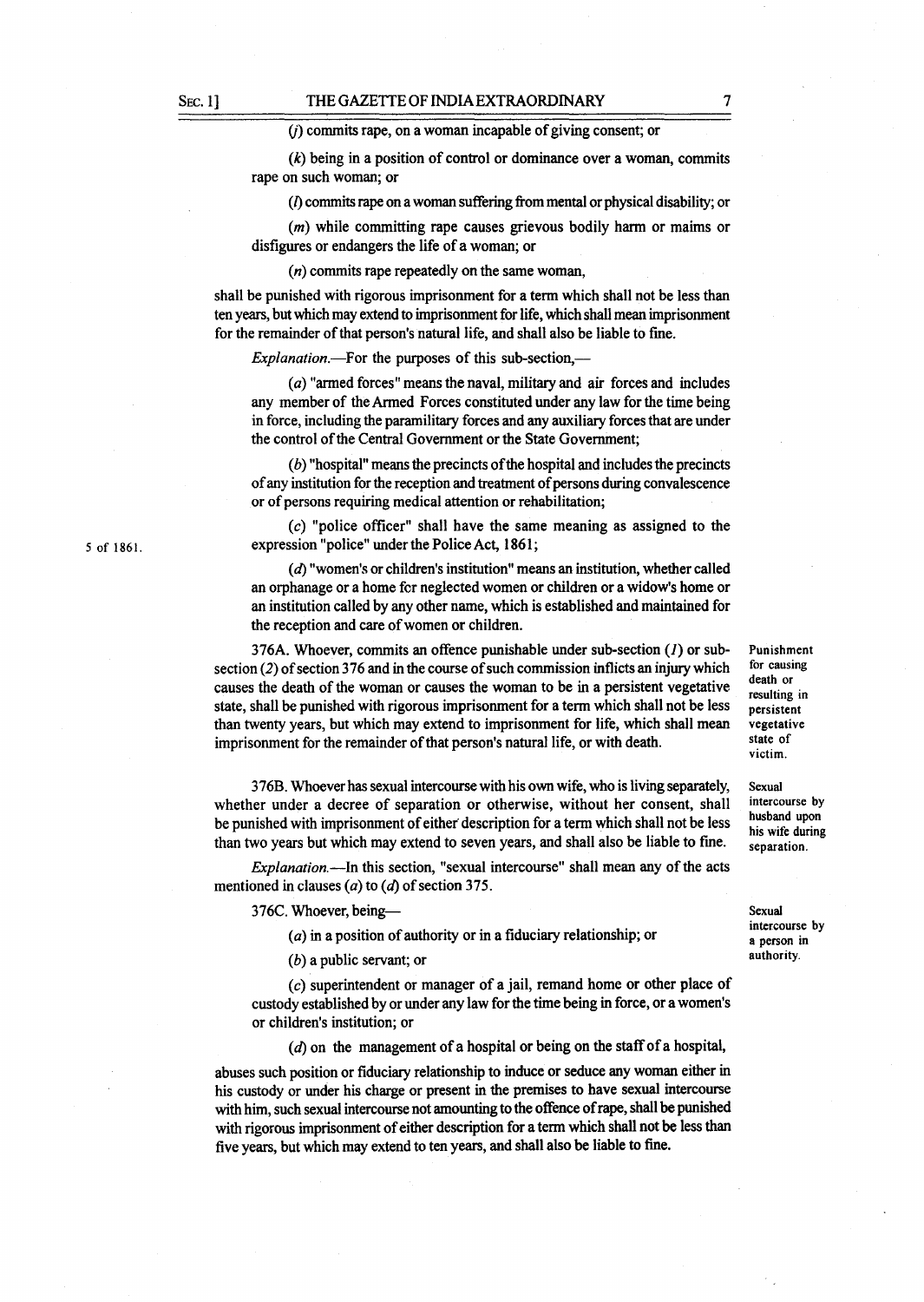(*j*) commits rape, on a woman incapable of giving consent; or

(*k*) being in a position of control or dominance over a woman, commits rape on such woman; or

(*l*) commits rape on a woman suffering from mental or physical disability; or

(*m*) while committing rape causes grievous bodily harm or maims or disfigures or endangers the life of a woman; or

(*n*) commits rape repeatedly on the same woman,

shall be punished with rigorous imprisonment for a term which shall not be less than ten years, but which may extend to imprisonment for life, which shall mean imprisonment for the remainder of that person's natural life, and shall also be liable to fine.

*Explanation*.—For the purposes of this sub-section,—

(*a*) "armed forces" means the naval, military and air forces and includes any member of the Armed Forces constituted under any law for the time being in force, including the paramilitary forces and any auxiliary forces that are under the control of the Central Government or the State Government;

(*b*) "hospital" means the precincts of the hospital and includes the precincts of any institution for the reception and treatment of persons during convalescence or of persons requiring medical attention or rehabilitation;

(*c*) "police officer" shall have the same meaning as assigned to the expression "police" under the Police Act, 1861;

5 of 1861.

(*d*) "women's or children's institution" means an institution, whether called an orphanage or a home fcr neglected women or children or a widow's home or an institution called by any other name, which is established and maintained for the reception and care of women or children.

**Punishment for causing death or resulting in persistent vegetative state of victim.**

376A. Whoever, commits an offence punishable under sub-section (*1*) or sub-section (*2*) of section 376 and in the course of such commission inflicts an injury which causes the death of the woman or causes the woman to be in a persistent vegetative state, shall be punished with rigorous imprisonment for a term which shall not be less than twenty years, but which may extend to imprisonment for life, which shall mean imprisonment for the remainder of that person's natural life, or with death.

**Sexual intercourse by husband upon his wife during separation.**

376B. Whoever has sexual intercourse with his own wife, who is living separately, whether under a decree of separation or otherwise, without her consent, shall be punished with imprisonment of either description for a term which shall not be less than two years but which may extend to seven years, and shall also be liable to fine.

*Explanation*.—In this section, "sexual intercourse" shall mean any of the acts mentioned in clauses (*a*) to (*d*) of section 375.

**Sexual intercourse by a person in authority.**

376C. Whoever, being—

(*a*) in a position of authority or in a fiduciary relationship; or

(*b*) a public servant; or

(*c*) superintendent or manager of a jail, remand home or other place of custody established by or under any law for the time being in force, or a women's or children's institution; or

(*d*) on the management of a hospital or being on the staff of a hospital,

abuses such position or fiduciary relationship to induce or seduce any woman either in his custody or under his charge or present in the premises to have sexual intercourse with him, such sexual intercourse not amounting to the offence of rape, shall be punished with rigorous imprisonment of either description for a term which shall not be less than five years, but which may extend to ten years, and shall also be liable to fine.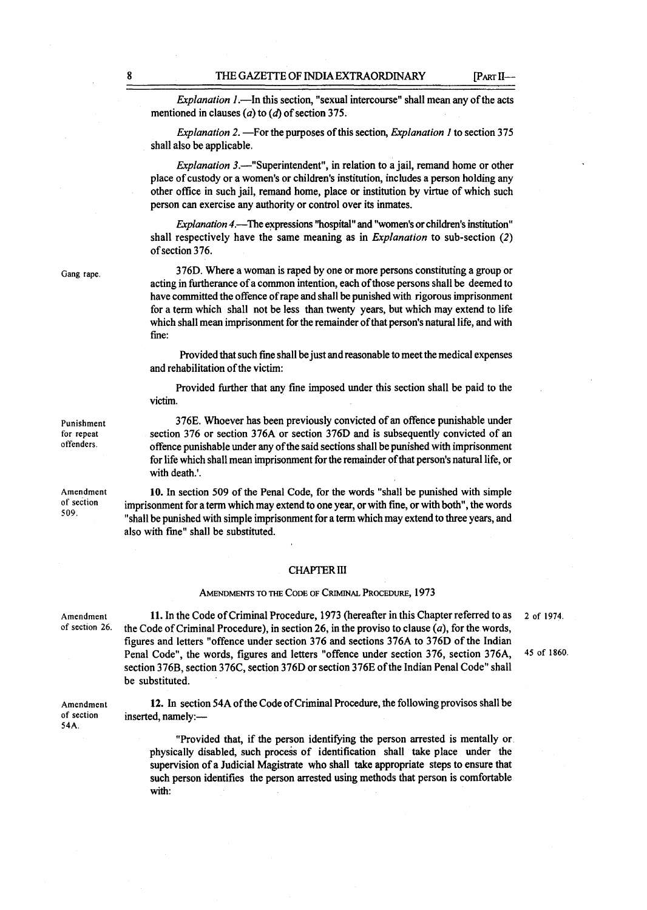*Explanation 1*.—In this section, "sexual intercourse" shall mean any of the acts mentioned in clauses (*a*) to (*d*) of section 375.

*Explanation 2*. —For the purposes of this section, *Explanation 1* to section 375 shall also be applicable.

*Explanation 3*.—"Superintendent", in relation to a jail, remand home or other place of custody or a women's or children's institution, includes a person holding any other office in such jail, remand home, place or institution by virtue of which such person can exercise any authority or control over its inmates.

*Explanation 4*.—The expressions "hospital" and "women's or children's institution" shall respectively have the same meaning as in *Explanation* to sub-section (*2*) of section 376.

Gang rape.

376D. Where a woman is raped by one or more persons constituting a group or acting in furtherance of a common intention, each of those persons shall be deemed to have committed the offence of rape and shall be punished with rigorous imprisonment for a term which shall not be less than twenty years, but which may extend to life which shall mean imprisonment for the remainder of that person's natural life, and with fine:

Provided that such fine shall be just and reasonable to meet the medical expenses and rehabilitation of the victim:

Provided further that any fine imposed under this section shall be paid to the victim.

Punishment for repeat offenders.

376E. Whoever has been previously convicted of an offence punishable under section 376 or section 376A or section 376D and is subsequently convicted of an offence punishable under any of the said sections shall be punished with imprisonment for life which shall mean imprisonment for the remainder of that person's natural life, or with death.'.

Amendment of section 509.

10. In section 509 of the Penal Code, for the words "shall be punished with simple imprisonment for a term which may extend to one year, or with fine, or with both", the words "shall be punished with simple imprisonment for a term which may extend to three years, and also with fine" shall be substituted.

## CHAPTER III

### AMENDMENTS TO THE CODE OF CRIMINAL PROCEDURE, 1973

Amendment of section 26.

11. In the Code of Criminal Procedure, 1973 (hereafter in this Chapter referred to as the Code of Criminal Procedure), in section 26, in the proviso to clause (*a*), for the words, figures and letters "offence under section 376 and sections 376A to 376D of the Indian Penal Code", the words, figures and letters "offence under section 376, section 376A, section 376B, section 376C, section 376D or section 376E of the Indian Penal Code" shall be substituted.

2 of 1974.

45 of 1860.

Amendment of section 54A.

12. In section 54A of the Code of Criminal Procedure, the following provisos shall be inserted, namely:—

"Provided that, if the person identifying the person arrested is mentally or physically disabled, such process of identification shall take place under the supervision of a Judicial Magistrate who shall take appropriate steps to ensure that such person identifies the person arrested using methods that person is comfortable with: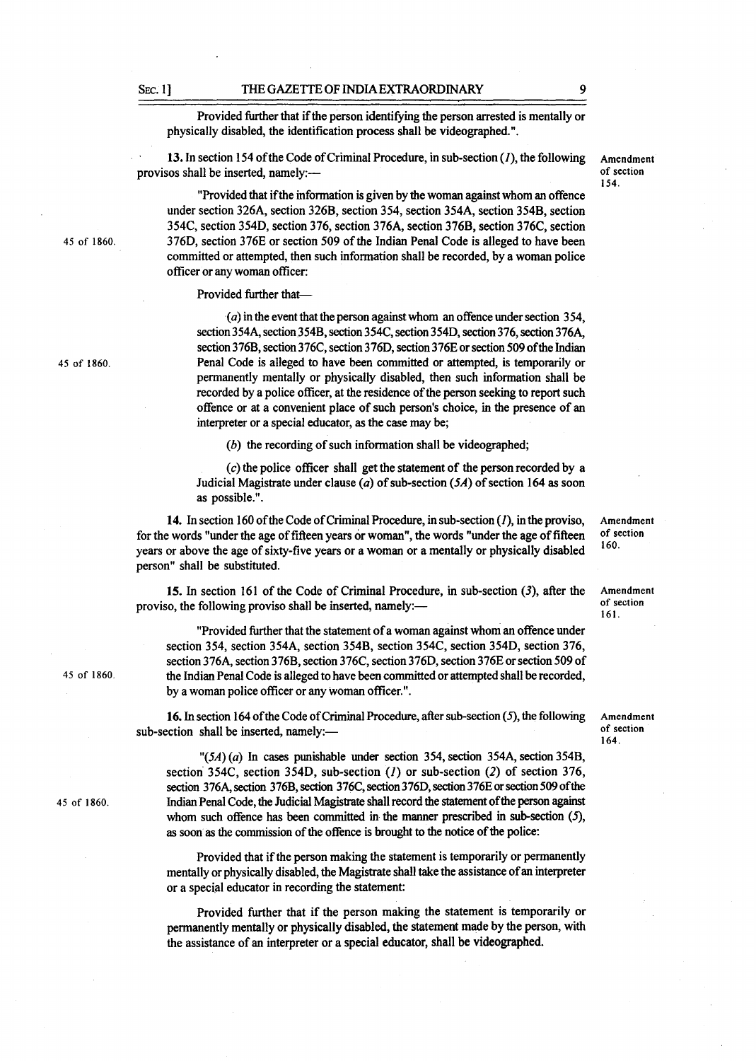Provided further that if the person identifying the person arrested is mentally or physically disabled, the identification process shall be videographed.".

**13.** In section 154 of the Code of Criminal Procedure, in sub-section (*1*), the following provisos shall be inserted, namely:— **Amendment of section 154.**

"Provided that if the information is given by the woman against whom an offence under section 326A, section 326B, section 354, section 354A, section 354B, section 354C, section 354D, section 376, section 376A, section 376B, section 376C, section 376D, section 376E or section 509 of the Indian Penal Code is alleged to have been committed or attempted, then such information shall be recorded, by a woman police officer or any woman officer: (45 of 1860.)

Provided further that—

(*a*) in the event that the person against whom an offence under section 354, section 354A, section 354B, section 354C, section 354D, section 376, section 376A, section 376B, section 376C, section 376D, section 376E or section 509 of the Indian Penal Code is alleged to have been committed or attempted, is temporarily or permanently mentally or physically disabled, then such information shall be recorded by a police officer, at the residence of the person seeking to report such offence or at a convenient place of such person's choice, in the presence of an interpreter or a special educator, as the case may be; (45 of 1860.)

(*b*) the recording of such information shall be videographed;

(*c*) the police officer shall get the statement of the person recorded by a Judicial Magistrate under clause (*a*) of sub-section (*5A*) of section 164 as soon as possible.".

**14.** In section 160 of the Code of Criminal Procedure, in sub-section (*1*), in the proviso, for the words "under the age of fifteen years or woman", the words "under the age of fifteen years or above the age of sixty-five years or a woman or a mentally or physically disabled person" shall be substituted. **Amendment of section 160.**

**15.** In section 161 of the Code of Criminal Procedure, in sub-section (*3*), after the proviso, the following proviso shall be inserted, namely:— **Amendment of section 161.**

"Provided further that the statement of a woman against whom an offence under section 354, section 354A, section 354B, section 354C, section 354D, section 376, section 376A, section 376B, section 376C, section 376D, section 376E or section 509 of the Indian Penal Code is alleged to have been committed or attempted shall be recorded, by a woman police officer or any woman officer.". (45 of 1860.)

**16.** In section 164 of the Code of Criminal Procedure, after sub-section (*5*), the following sub-section shall be inserted, namely:— **Amendment of section 164.**

"(*5A*) (*a*) In cases punishable under section 354, section 354A, section 354B, section 354C, section 354D, sub-section (*1*) or sub-section (*2*) of section 376, section 376A, section 376B, section 376C, section 376D, section 376E or section 509 of the Indian Penal Code, the Judicial Magistrate shall record the statement of the person against whom such offence has been committed in the manner prescribed in sub-section (*5*), as soon as the commission of the offence is brought to the notice of the police: (45 of 1860.)

Provided that if the person making the statement is temporarily or permanently mentally or physically disabled, the Magistrate shall take the assistance of an interpreter or a special educator in recording the statement:

Provided further that if the person making the statement is temporarily or permanently mentally or physically disabled, the statement made by the person, with the assistance of an interpreter or a special educator, shall be videographed.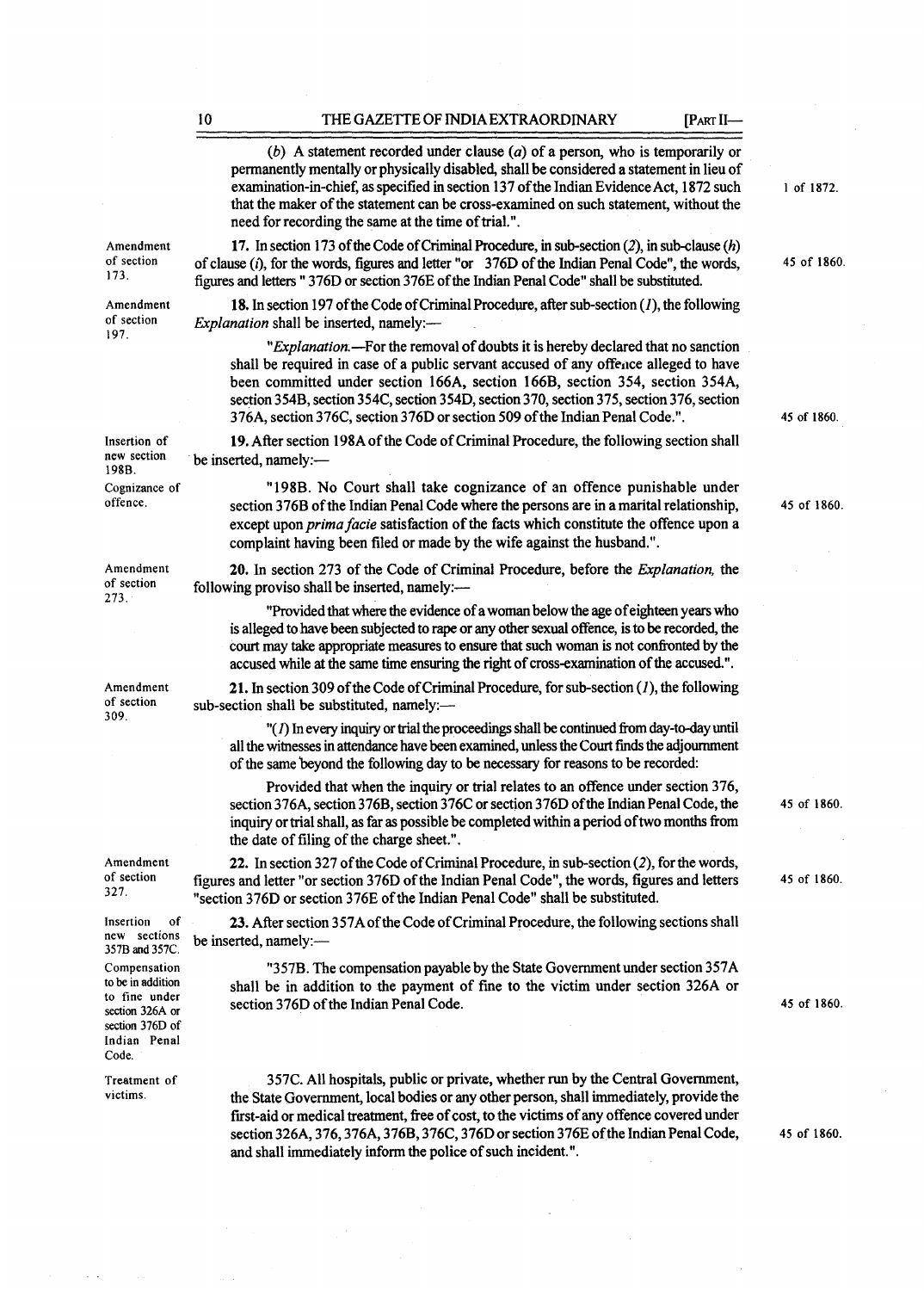(b) A statement recorded under clause (a) of a person, who is temporarily or permanently mentally or physically disabled, shall be considered a statement in lieu of examination-in-chief, as specified in section 137 of the Indian Evidence Act, 1872 such that the maker of the statement can be cross-examined on such statement, without the need for recording the same at the time of trial.". 1 of 1872.

Amendment of section 173.

**17.** In section 173 of the Code of Criminal Procedure, in sub-section (2), in sub-clause (h) of clause (i), for the words, figures and letter "or 376D of the Indian Penal Code", the words, figures and letters " 376D or section 376E of the Indian Penal Code" shall be substituted. 45 of 1860.

Amendment of section 197.

**18.** In section 197 of the Code of Criminal Procedure, after sub-section (1), the following *Explanation* shall be inserted, namely:—

"*Explanation*.—For the removal of doubts it is hereby declared that no sanction shall be required in case of a public servant accused of any offence alleged to have been committed under section 166A, section 166B, section 354, section 354A, section 354B, section 354C, section 354D, section 370, section 375, section 376, section 376A, section 376C, section 376D or section 509 of the Indian Penal Code.". 45 of 1860.

Insertion of new section 198B.

**19.** After section 198A of the Code of Criminal Procedure, the following section shall be inserted, namely:—

Cognizance of offence.

"198B. No Court shall take cognizance of an offence punishable under section 376B of the Indian Penal Code where the persons are in a marital relationship, except upon *prima facie* satisfaction of the facts which constitute the offence upon a complaint having been filed or made by the wife against the husband.". 45 of 1860.

Amendment of section 273.

**20.** In section 273 of the Code of Criminal Procedure, before the *Explanation,* the following proviso shall be inserted, namely:—

"Provided that where the evidence of a woman below the age of eighteen years who is alleged to have been subjected to rape or any other sexual offence, is to be recorded, the court may take appropriate measures to ensure that such woman is not confronted by the accused while at the same time ensuring the right of cross-examination of the accused.".

Amendment of section 309.

**21.** In section 309 of the Code of Criminal Procedure, for sub-section (1), the following sub-section shall be substituted, namely:—

"(1) In every inquiry or trial the proceedings shall be continued from day-to-day until all the witnesses in attendance have been examined, unless the Court finds the adjournment of the same beyond the following day to be necessary for reasons to be recorded:

Provided that when the inquiry or trial relates to an offence under section 376, section 376A, section 376B, section 376C or section 376D of the Indian Penal Code, the inquiry or trial shall, as far as possible be completed within a period of two months from the date of filing of the charge sheet.". 45 of 1860.

Amendment of section 327.

**22.** In section 327 of the Code of Criminal Procedure, in sub-section (2), for the words, figures and letter "or section 376D of the Indian Penal Code", the words, figures and letters "section 376D or section 376E of the Indian Penal Code" shall be substituted. 45 of 1860.

Insertion of new sections 357B and 357C.

**23.** After section 357A of the Code of Criminal Procedure, the following sections shall be inserted, namely:—

Compensation to be in addition to fine under section 326A or section 376D of Indian Penal Code.

"357B. The compensation payable by the State Government under section 357A shall be in addition to the payment of fine to the victim under section 326A or section 376D of the Indian Penal Code. 45 of 1860.

Treatment of victims.

357C. All hospitals, public or private, whether run by the Central Government, the State Government, local bodies or any other person, shall immediately, provide the first-aid or medical treatment, free of cost, to the victims of any offence covered under section 326A, 376, 376A, 376B, 376C, 376D or section 376E of the Indian Penal Code, and shall immediately inform the police of such incident.". 45 of 1860.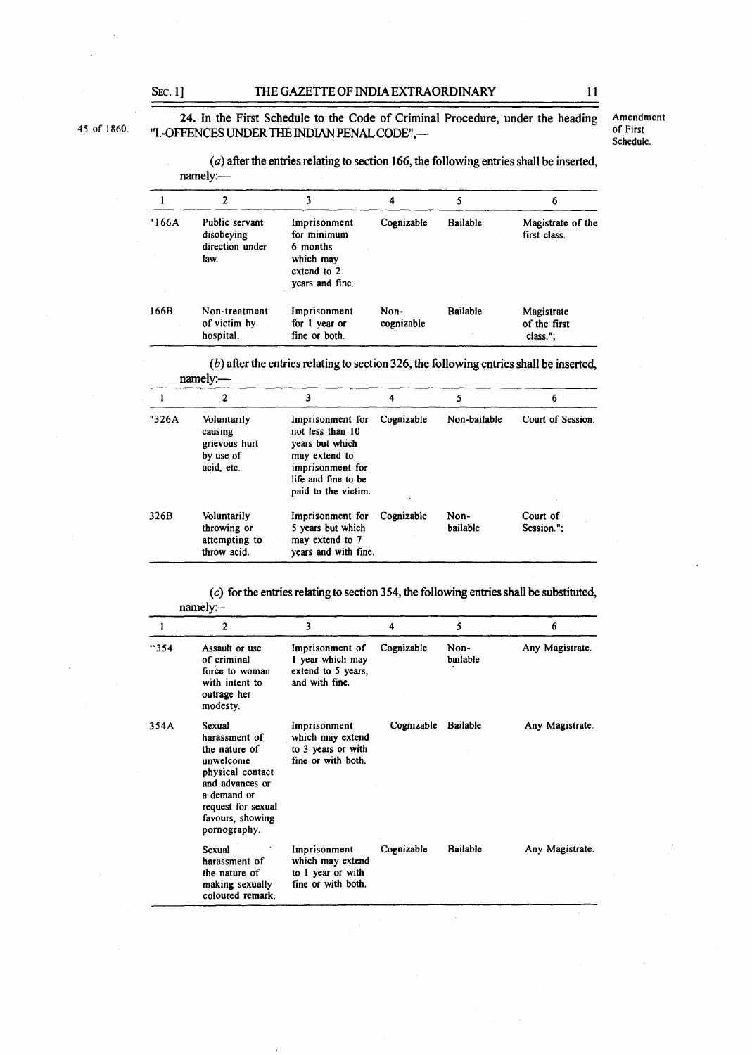45 of 1860.

**24.** In the First Schedule to the Code of Criminal Procedure, under the heading "I.-OFFENCES UNDER THE INDIAN PENAL CODE",—

Amendment of First Schedule.

(*a*) after the entries relating to section 166, the following entries shall be inserted, namely:—

| 1 | 2 | 3 | 4 | 5 | 6 |
|---|---|---|---|---|---|
| "166A | Public servant disobeying direction under law. | Imprisonment for minimum 6 months which may extend to 2 years and fine. | Cognizable | Bailable | Magistrate of the first class. |
| 166B | Non-treatment of victim by hospital. | Imprisonment for 1 year or fine or both. | Non-cognizable | Bailable | Magistrate of the first class."; |

(*b*) after the entries relating to section 326, the following entries shall be inserted, namely:—

| 1 | 2 | 3 | 4 | 5 | 6 |
|---|---|---|---|---|---|
| "326A | Voluntarily causing grievous hurt by use of acid, etc. | Imprisonment for not less than 10 years but which may extend to imprisonment for life and fine to be paid to the victim. | Cognizable | Non-bailable | Court of Session. |
| 326B | Voluntarily throwing or attempting to throw acid. | Imprisonment for 5 years but which may extend to 7 years and with fine. | Cognizable | Non-bailable | Court of Session."; |

(*c*) for the entries relating to section 354, the following entries shall be substituted, namely:—

| 1 | 2 | 3 | 4 | 5 | 6 |
|---|---|---|---|---|---|
| "354 | Assault or use of criminal force to woman with intent to outrage her modesty. | Imprisonment of 1 year which may extend to 5 years, and with fine. | Cognizable | Non-bailable | Any Magistrate. |
| 354A | Sexual harassment of the nature of unwelcome physical contact and advances or a demand or request for sexual favours, showing pornography. | Imprisonment which may extend to 3 years or with fine or with both. | Cognizable | Bailable | Any Magistrate. |
| | Sexual harassment of the nature of making sexually coloured remark. | Imprisonment which may extend to 1 year or with fine or with both. | Cognizable | Bailable | Any Magistrate. |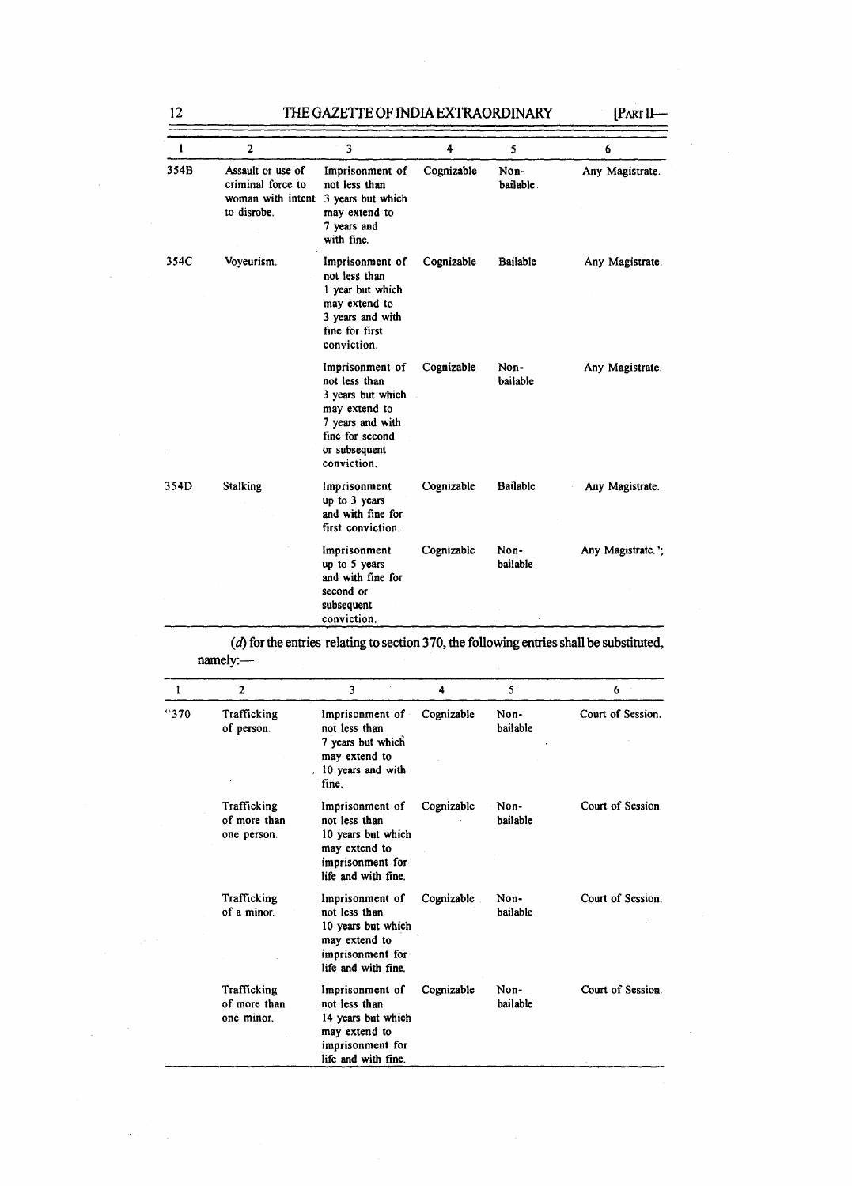| 1 | 2 | 3 | 4 | 5 | 6 |
|---|---|---|---|---|---|
| 354B | Assault or use of criminal force to woman with intent to disrobe. | Imprisonment of not less than 3 years but which may extend to 7 years and with fine. | Cognizable | Non-bailable. | Any Magistrate. |
| 354C | Voyeurism. | Imprisonment of not less than 1 year but which may extend to 3 years and with fine for first conviction. | Cognizable | Bailable | Any Magistrate. |
| | | Imprisonment of not less than 3 years but which may extend to 7 years and with fine for second or subsequent conviction. | Cognizable | Non-bailable | Any Magistrate. |
| 354D | Stalking. | Imprisonment up to 3 years and with fine for first conviction. | Cognizable | Bailable | Any Magistrate. |
| | | Imprisonment up to 5 years and with fine for second or subsequent conviction. | Cognizable | Non-bailable | Any Magistrate."; |

(*d*) for the entries relating to section 370, the following entries shall be substituted, namely:—

| 1 | 2 | 3 | 4 | 5 | 6 |
|---|---|---|---|---|---|
| "370 | Trafficking of person. | Imprisonment of not less than 7 years but which may extend to 10 years and with fine. | Cognizable | Non-bailable | Court of Session. |
| | Trafficking of more than one person. | Imprisonment of not less than 10 years but which may extend to imprisonment for life and with fine. | Cognizable | Non-bailable | Court of Session. |
| | Trafficking of a minor. | Imprisonment of not less than 10 years but which may extend to imprisonment for life and with fine. | Cognizable | Non-bailable | Court of Session. |
| | Trafficking of more than one minor. | Imprisonment of not less than 14 years but which may extend to imprisonment for life and with fine. | Cognizable | Non-bailable | Court of Session. |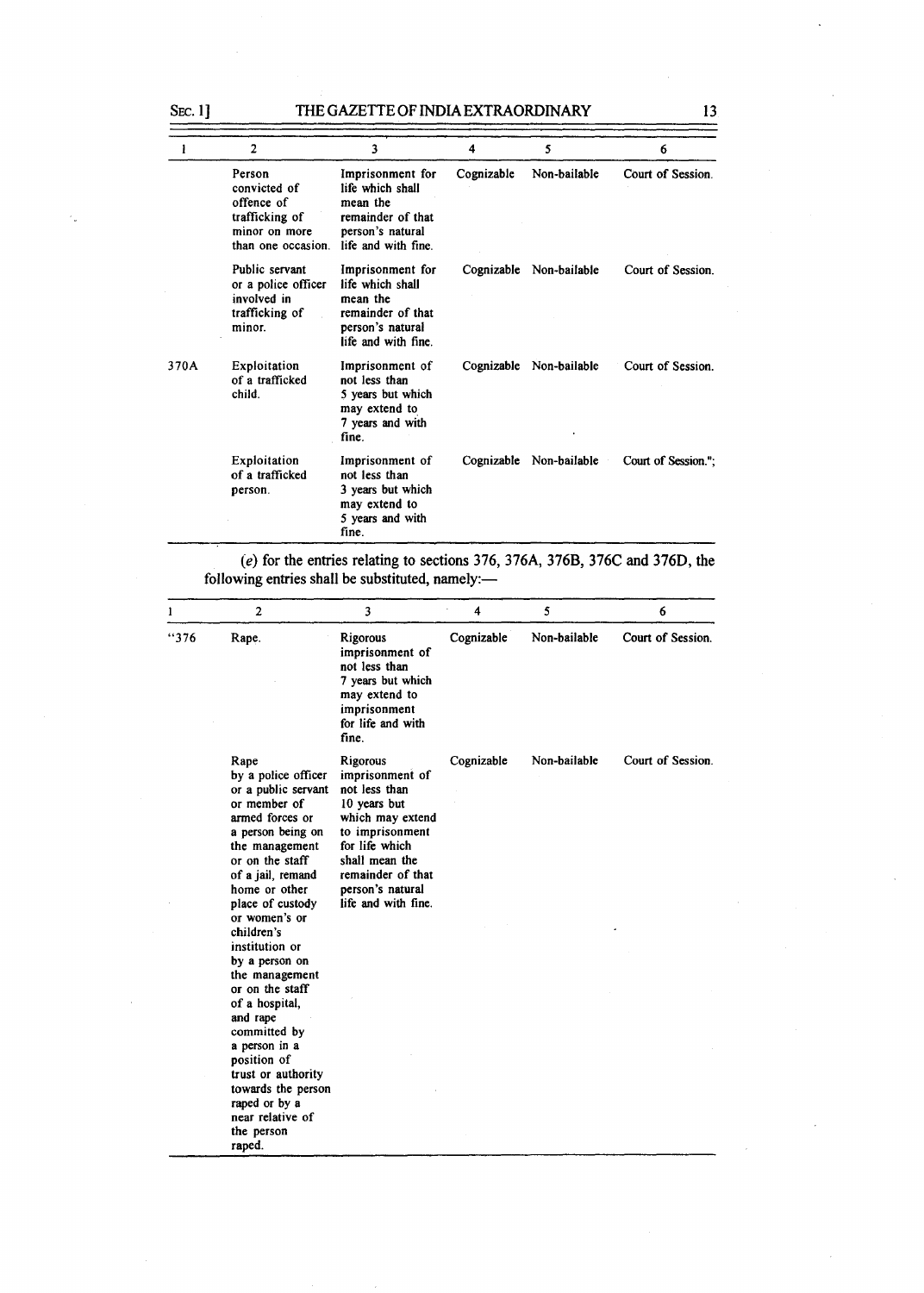| 1 | 2 | 3 | 4 | 5 | 6 |
|---|---|---|---|---|---|
| | Person convicted of offence of trafficking of minor on more than one occasion. | Imprisonment for life which shall mean the remainder of that person's natural life and with fine. | Cognizable | Non-bailable | Court of Session. |
| | Public servant or a police officer involved in trafficking of minor. | Imprisonment for life which shall mean the remainder of that person's natural life and with fine. | Cognizable | Non-bailable | Court of Session. |
| 370A | Exploitation of a trafficked child. | Imprisonment of not less than 5 years but which may extend to 7 years and with fine. | Cognizable | Non-bailable | Court of Session. |
| | Exploitation of a trafficked person. | Imprisonment of not less than 3 years but which may extend to 5 years and with fine. | Cognizable | Non-bailable | Court of Session."; |

(*e*) for the entries relating to sections 376, 376A, 376B, 376C and 376D, the following entries shall be substituted, namely:—

| 1 | 2 | 3 | 4 | 5 | 6 |
|---|---|---|---|---|---|
| "376 | Rape. | Rigorous imprisonment of not less than 7 years but which may extend to imprisonment for life and with fine. | Cognizable | Non-bailable | Court of Session. |
| | Rape by a police officer or a public servant or member of armed forces or a person being on the management or on the staff of a jail, remand home or other place of custody or women's or children's institution or by a person on the management or on the staff of a hospital, and rape committed by a person in a position of trust or authority towards the person raped or by a near relative of the person raped. | Rigorous imprisonment of not less than 10 years but which may extend to imprisonment for life which shall mean the remainder of that person's natural life and with fine. | Cognizable | Non-bailable | Court of Session. |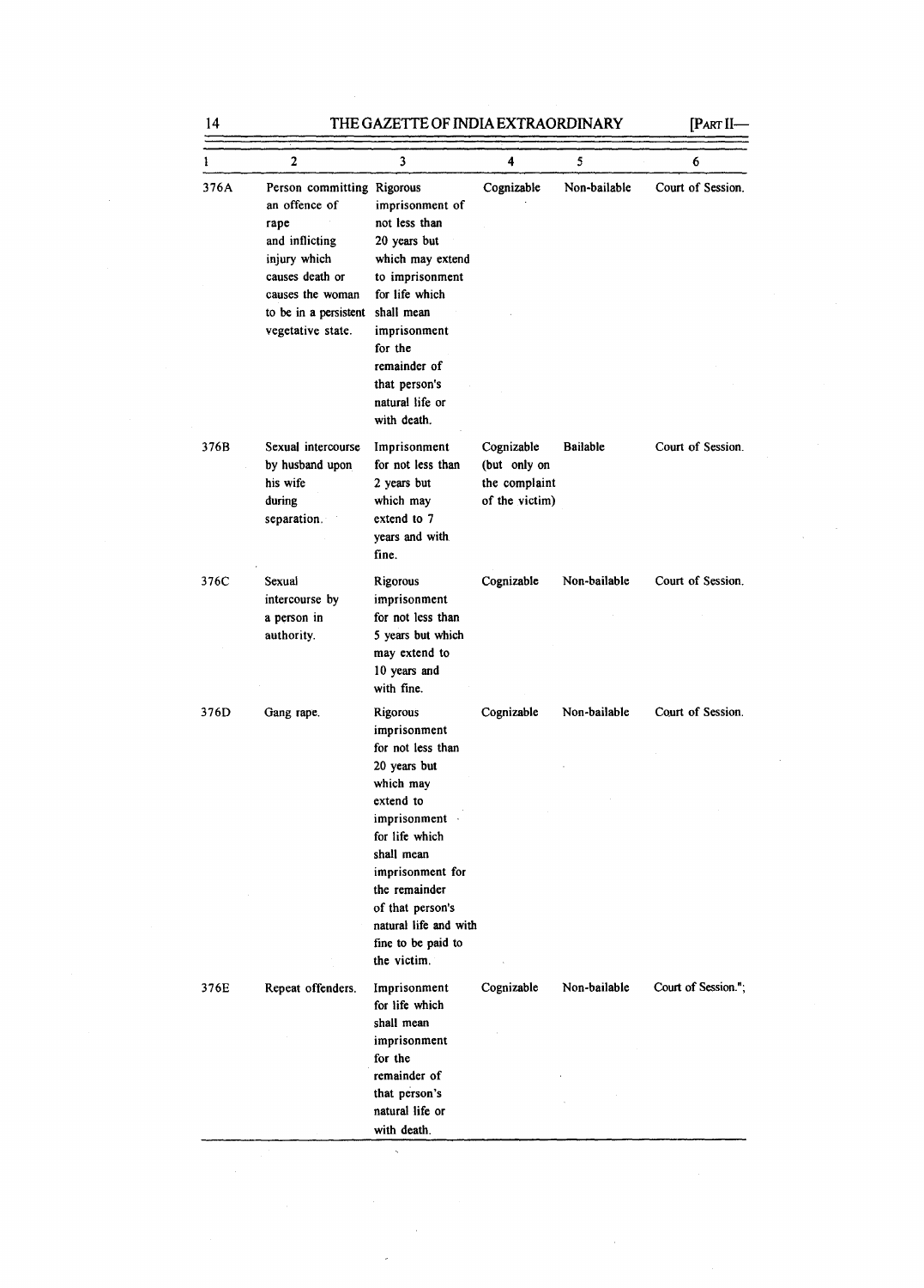| 1 | 2 | 3 | 4 | 5 | 6 |
|---|---|---|---|---|---|
| 376A | Person committing an offence of rape and inflicting injury which causes death or causes the woman to be in a persistent vegetative state. | Rigorous imprisonment of not less than 20 years but which may extend to imprisonment for life which shall mean imprisonment for the remainder of that person's natural life or with death. | Cognizable | Non-bailable | Court of Session. |
| 376B | Sexual intercourse by husband upon his wife during separation. | Imprisonment for not less than 2 years but which may extend to 7 years and with fine. | Cognizable (but only on the complaint of the victim) | Bailable | Court of Session. |
| 376C | Sexual intercourse by a person in authority. | Rigorous imprisonment for not less than 5 years but which may extend to 10 years and with fine. | Cognizable | Non-bailable | Court of Session. |
| 376D | Gang rape. | Rigorous imprisonment for not less than 20 years but which may extend to imprisonment for life which shall mean imprisonment for the remainder of that person's natural life and with fine to be paid to the victim. | Cognizable | Non-bailable | Court of Session. |
| 376E | Repeat offenders. | Imprisonment for life which shall mean imprisonment for the remainder of that person's natural life or with death. | Cognizable | Non-bailable | Court of Session."; |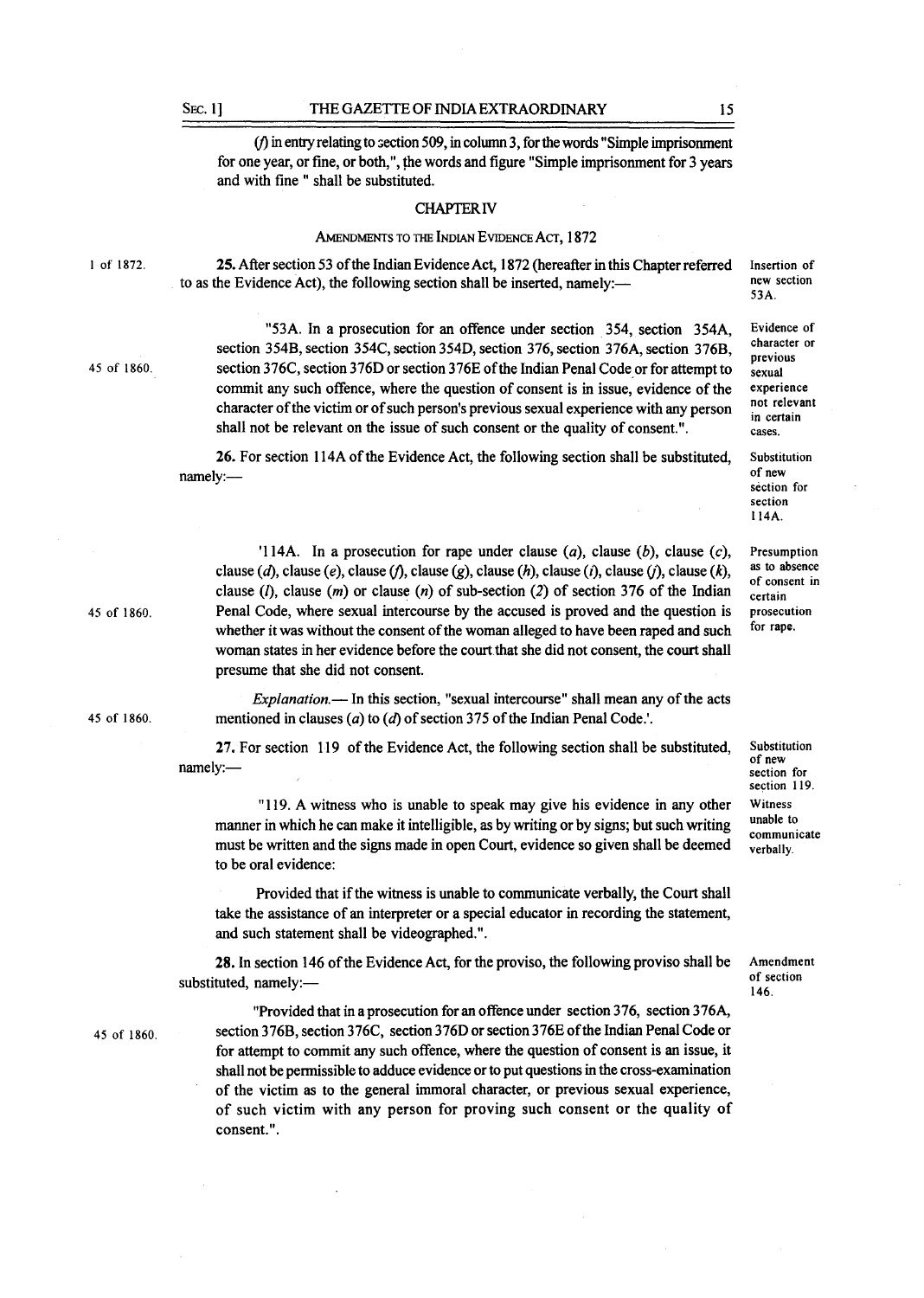(*f*) in entry relating to section 509, in column 3, for the words "Simple imprisonment for one year, or fine, or both,", the words and figure "Simple imprisonment for 3 years and with fine " shall be substituted.

## CHAPTER IV

### AMENDMENTS TO THE INDIAN EVIDENCE ACT, 1872

1 of 1872.

**25.** After section 53 of the Indian Evidence Act, 1872 (hereafter in this Chapter referred to as the Evidence Act), the following section shall be inserted, namely:—

Insertion of new section 53A.

"53A. In a prosecution for an offence under section 354, section 354A, section 354B, section 354C, section 354D, section 376, section 376A, section 376B, section 376C, section 376D or section 376E of the Indian Penal Code or for attempt to commit any such offence, where the question of consent is in issue, evidence of the character of the victim or of such person's previous sexual experience with any person shall not be relevant on the issue of such consent or the quality of consent.".

Evidence of character or previous sexual experience not relevant in certain cases.

45 of 1860.

**26.** For section 114A of the Evidence Act, the following section shall be substituted, namely:—

Substitution of new section for section 114A.

'114A. In a prosecution for rape under clause (*a*), clause (*b*), clause (*c*), clause (*d*), clause (*e*), clause (*f*), clause (*g*), clause (*h*), clause (*i*), clause (*j*), clause (*k*), clause (*l*), clause (*m*) or clause (*n*) of sub-section (*2*) of section 376 of the Indian Penal Code, where sexual intercourse by the accused is proved and the question is whether it was without the consent of the woman alleged to have been raped and such woman states in her evidence before the court that she did not consent, the court shall presume that she did not consent.

Presumption as to absence of consent in certain prosecution for rape.

45 of 1860.

*Explanation.*— In this section, "sexual intercourse" shall mean any of the acts mentioned in clauses (*a*) to (*d*) of section 375 of the Indian Penal Code.'.

45 of 1860.

**27.** For section 119 of the Evidence Act, the following section shall be substituted, namely:—

Substitution of new section for section 119.

"119. A witness who is unable to speak may give his evidence in any other manner in which he can make it intelligible, as by writing or by signs; but such writing must be written and the signs made in open Court, evidence so given shall be deemed to be oral evidence:

Witness unable to communicate verbally.

Provided that if the witness is unable to communicate verbally, the Court shall take the assistance of an interpreter or a special educator in recording the statement, and such statement shall be videographed.".

**28.** In section 146 of the Evidence Act, for the proviso, the following proviso shall be substituted, namely:—

Amendment of section 146.

"Provided that in a prosecution for an offence under section 376, section 376A, section 376B, section 376C, section 376D or section 376E of the Indian Penal Code or for attempt to commit any such offence, where the question of consent is an issue, it shall not be permissible to adduce evidence or to put questions in the cross-examination of the victim as to the general immoral character, or previous sexual experience, of such victim with any person for proving such consent or the quality of consent.".

45 of 1860.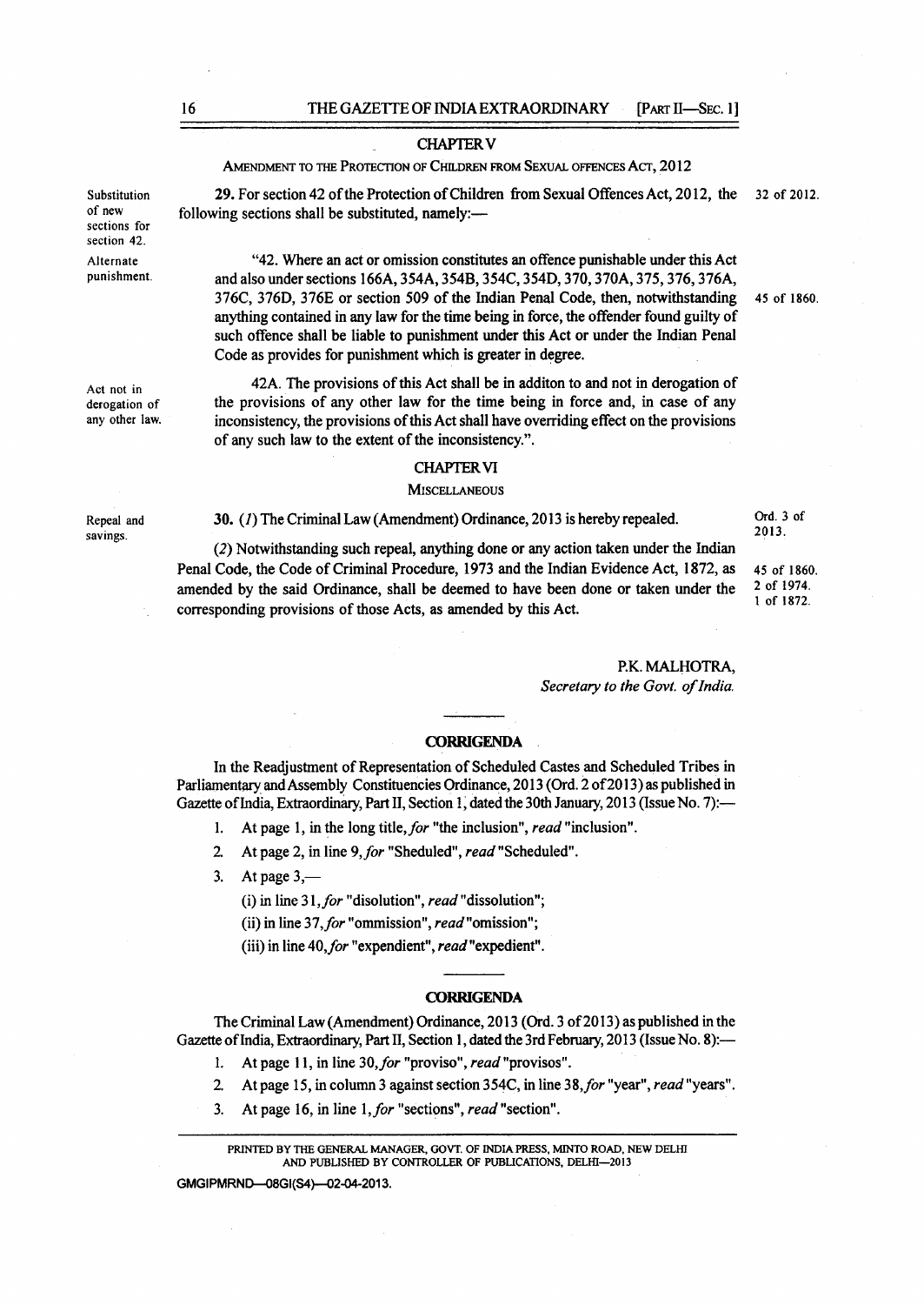## CHAPTER V

### AMENDMENT TO THE PROTECTION OF CHILDREN FROM SEXUAL OFFENCES ACT, 2012

Substitution of new sections for section 42.

**29.** For section 42 of the Protection of Children from Sexual Offences Act, 2012, the following sections shall be substituted, namely:— 32 of 2012.

Alternate punishment.

"42. Where an act or omission constitutes an offence punishable under this Act and also under sections 166A, 354A, 354B, 354C, 354D, 370, 370A, 375, 376, 376A, 376C, 376D, 376E or section 509 of the Indian Penal Code, then, notwithstanding anything contained in any law for the time being in force, the offender found guilty of such offence shall be liable to punishment under this Act or under the Indian Penal Code as provides for punishment which is greater in degree. 45 of 1860.

Act not in derogation of any other law.

42A. The provisions of this Act shall be in additon to and not in derogation of the provisions of any other law for the time being in force and, in case of any inconsistency, the provisions of this Act shall have overriding effect on the provisions of any such law to the extent of the inconsistency.".

## CHAPTER VI

### MISCELLANEOUS

Repeal and savings.

**30.** (*1*) The Criminal Law (Amendment) Ordinance, 2013 is hereby repealed. Ord. 3 of 2013.

(*2*) Notwithstanding such repeal, anything done or any action taken under the Indian Penal Code, the Code of Criminal Procedure, 1973 and the Indian Evidence Act, 1872, as amended by the said Ordinance, shall be deemed to have been done or taken under the corresponding provisions of those Acts, as amended by this Act. 45 of 1860. 2 of 1974. 1 of 1872.

P.K. MALHOTRA,
*Secretary to the Govt. of India.*

---

### CORRIGENDA

In the Readjustment of Representation of Scheduled Castes and Scheduled Tribes in Parliamentary and Assembly Constituencies Ordinance, 2013 (Ord. 2 of 2013) as published in Gazette of India, Extraordinary, Part II, Section 1, dated the 30th January, 2013 (Issue No. 7):—

1. At page 1, in the long title, *for* "the inclusion", *read* "inclusion".
2. At page 2, in line 9, *for* "Sheduled", *read* "Scheduled".
3. At page 3,—

   (i) in line 31, *for* "disolution", *read* "dissolution";

   (ii) in line 37, *for* "ommission", *read* "omission";

   (iii) in line 40, *for* "expendient", *read* "expedient".

---

### CORRIGENDA

The Criminal Law (Amendment) Ordinance, 2013 (Ord. 3 of 2013) as published in the Gazette of India, Extraordinary, Part II, Section 1, dated the 3rd February, 2013 (Issue No. 8):—

1. At page 11, in line 30, *for* "proviso", *read* "provisos".
2. At page 15, in column 3 against section 354C, in line 38, *for* "year", *read* "years".
3. At page 16, in line 1, *for* "sections", *read* "section".

---

PRINTED BY THE GENERAL MANAGER, GOVT. OF INDIA PRESS, MINTO ROAD, NEW DELHI AND PUBLISHED BY CONTROLLER OF PUBLICATIONS, DELHI—2013

GMGIPMRND—08GI(S4)—02-04-2013.